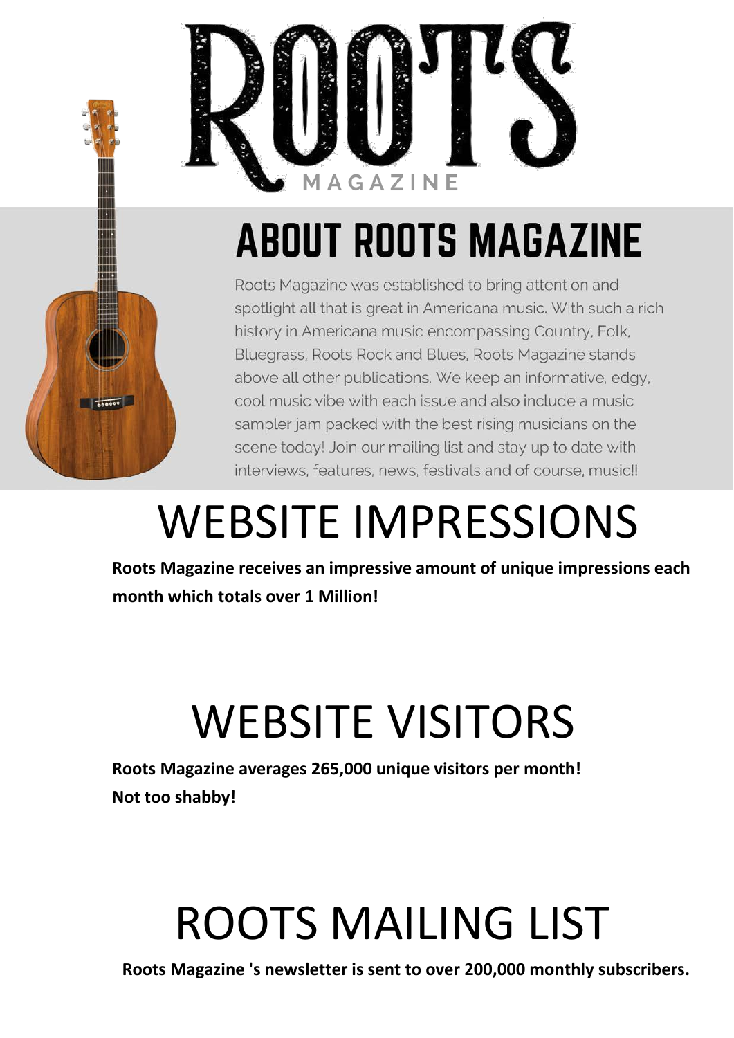# ROOTS MAGAZINE

## ABOUT ROOTS MAGAZINE

Roots Magazine was established to bring attention and spotlight all that is great in Americana music. With such a rich history in Americana music encompassing Country, Folk, Bluegrass, Roots Rock and Blues, Roots Magazine stands above all other publications. We keep an informative, edgy, cool music vibe with each issue and also include a music sampler jam packed with the best rising musicians on the scene today! Join our mailing list and stay up to date with interviews, features, news, festivals and of course, music!!

# WEBSITE IMPRESSIONS

**Roots Magazine receives an impressive amount of unique impressions each month which totals over 1 Million!**

# WEBSITE VISITORS

**Roots Magazine averages 265,000 unique visitors per month! Not too shabby!**

# ROOTS MAILING LIST

**Roots Magazine 's newsletter is sent to over 200,000 monthly subscribers.**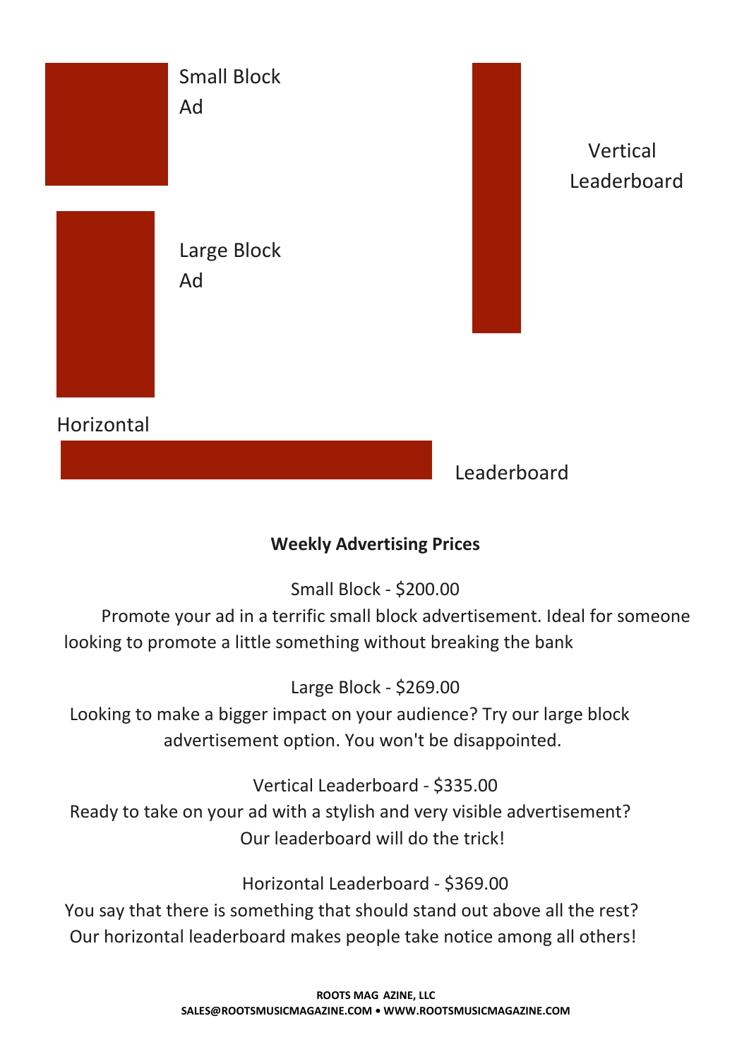Small Block Ad

Vertical Leaderboard

Large Block Ad

Horizontal Leaderboard

**Weekly Advertising Prices**

Small Block - $200.00

Promote your ad in a terrific small block advertisement. Ideal for someone looking to promote a little something without breaking the bank

Large Block - $269.00

Looking to make a bigger impact on your audience? Try our large block advertisement option. You won't be disappointed.

Vertical Leaderboard - $335.00

Ready to take on your ad with a stylish and very visible advertisement? Our leaderboard will do the trick!

Horizontal Leaderboard - $369.00

You say that there is something that should stand out above all the rest? Our horizontal leaderboard makes people take notice among all others!

**ROOTS MAG AZINE, LLC**
**SALES@ROOTSMUSICMAGAZINE.COM • WWW.ROOTSMUSICMAGAZINE.COM**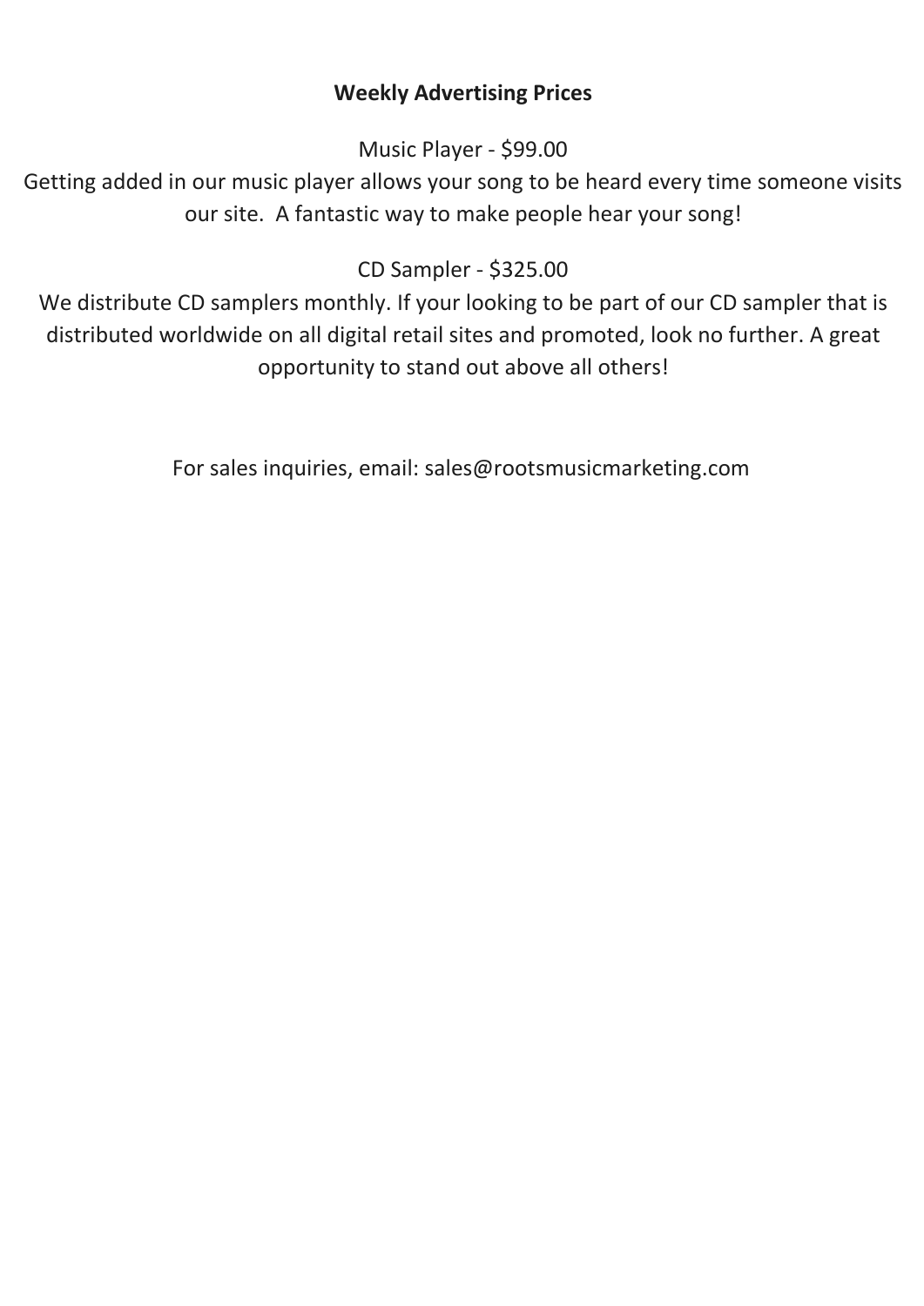**Weekly Advertising Prices**

Music Player - $99.00

Getting added in our music player allows your song to be heard every time someone visits our site.  A fantastic way to make people hear your song!

CD Sampler - $325.00

We distribute CD samplers monthly. If your looking to be part of our CD sampler that is distributed worldwide on all digital retail sites and promoted, look no further. A great opportunity to stand out above all others!

For sales inquiries, email: sales@rootsmusicmarketing.com